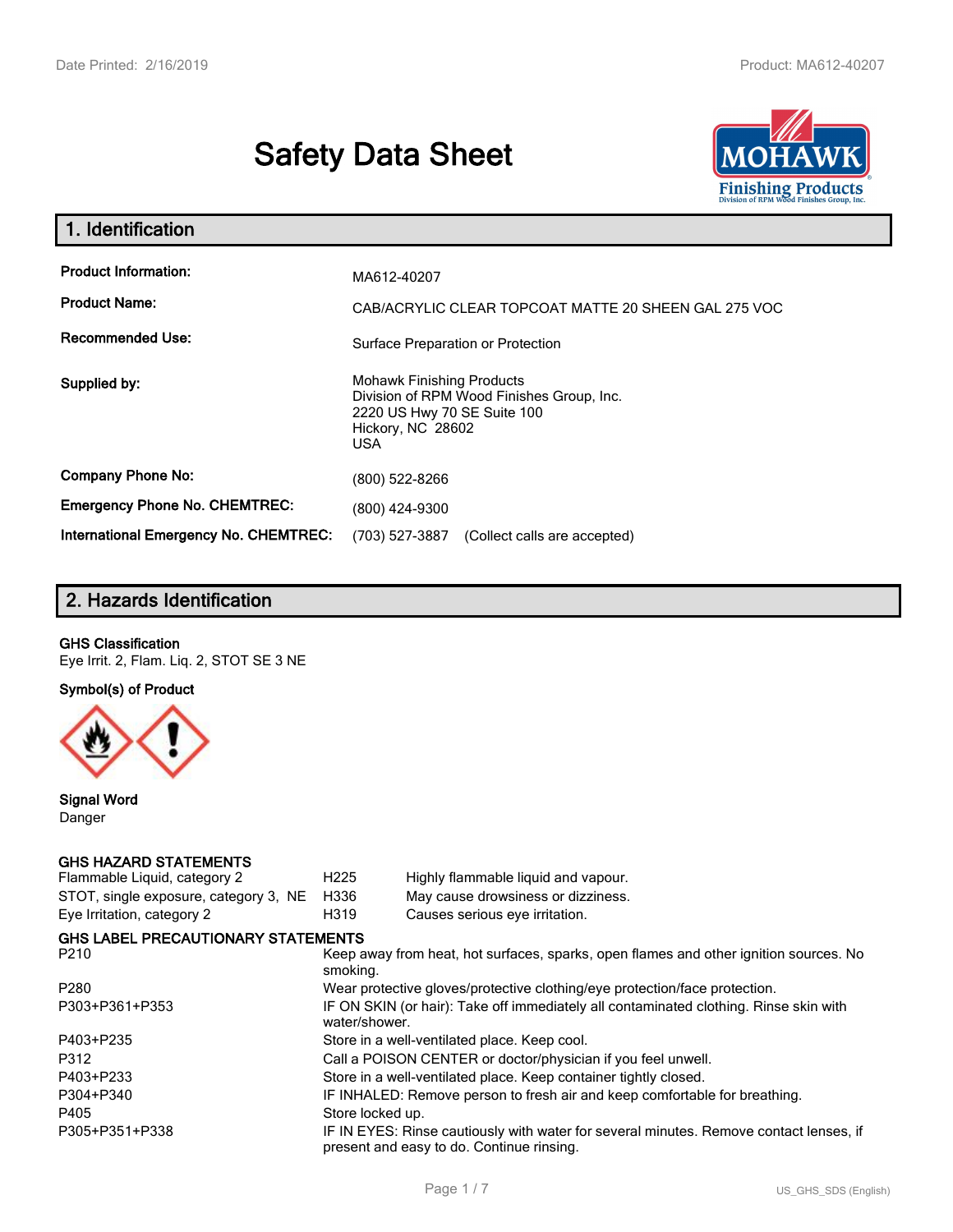# Safety Data Sheet

## 1. Identification

| | |
|---|---|
| **Product Information:** | MA612-40207 |
| **Product Name:** | CAB/ACRYLIC CLEAR TOPCOAT MATTE 20 SHEEN GAL 275 VOC |
| **Recommended Use:** | Surface Preparation or Protection |
| **Supplied by:** | Mohawk Finishing Products<br>Division of RPM Wood Finishes Group, Inc.<br>2220 US Hwy 70 SE Suite 100<br>Hickory, NC 28602<br>USA |
| **Company Phone No:** | (800) 522-8266 |
| **Emergency Phone No. CHEMTREC:** | (800) 424-9300 |
| **International Emergency No. CHEMTREC:** | (703) 527-3887 (Collect calls are accepted) |

## 2. Hazards Identification

**GHS Classification**

Eye Irrit. 2, Flam. Liq. 2, STOT SE 3 NE

**Symbol(s) of Product**

**Signal Word**

Danger

**GHS HAZARD STATEMENTS**

| | | |
|---|---|---|
| Flammable Liquid, category 2 | H225 | Highly flammable liquid and vapour. |
| STOT, single exposure, category 3, NE | H336 | May cause drowsiness or dizziness. |
| Eye Irritation, category 2 | H319 | Causes serious eye irritation. |

**GHS LABEL PRECAUTIONARY STATEMENTS**

| | |
|---|---|
| P210 | Keep away from heat, hot surfaces, sparks, open flames and other ignition sources. No smoking. |
| P280 | Wear protective gloves/protective clothing/eye protection/face protection. |
| P303+P361+P353 | IF ON SKIN (or hair): Take off immediately all contaminated clothing. Rinse skin with water/shower. |
| P403+P235 | Store in a well-ventilated place. Keep cool. |
| P312 | Call a POISON CENTER or doctor/physician if you feel unwell. |
| P403+P233 | Store in a well-ventilated place. Keep container tightly closed. |
| P304+P340 | IF INHALED: Remove person to fresh air and keep comfortable for breathing. |
| P405 | Store locked up. |
| P305+P351+P338 | IF IN EYES: Rinse cautiously with water for several minutes. Remove contact lenses, if present and easy to do. Continue rinsing. |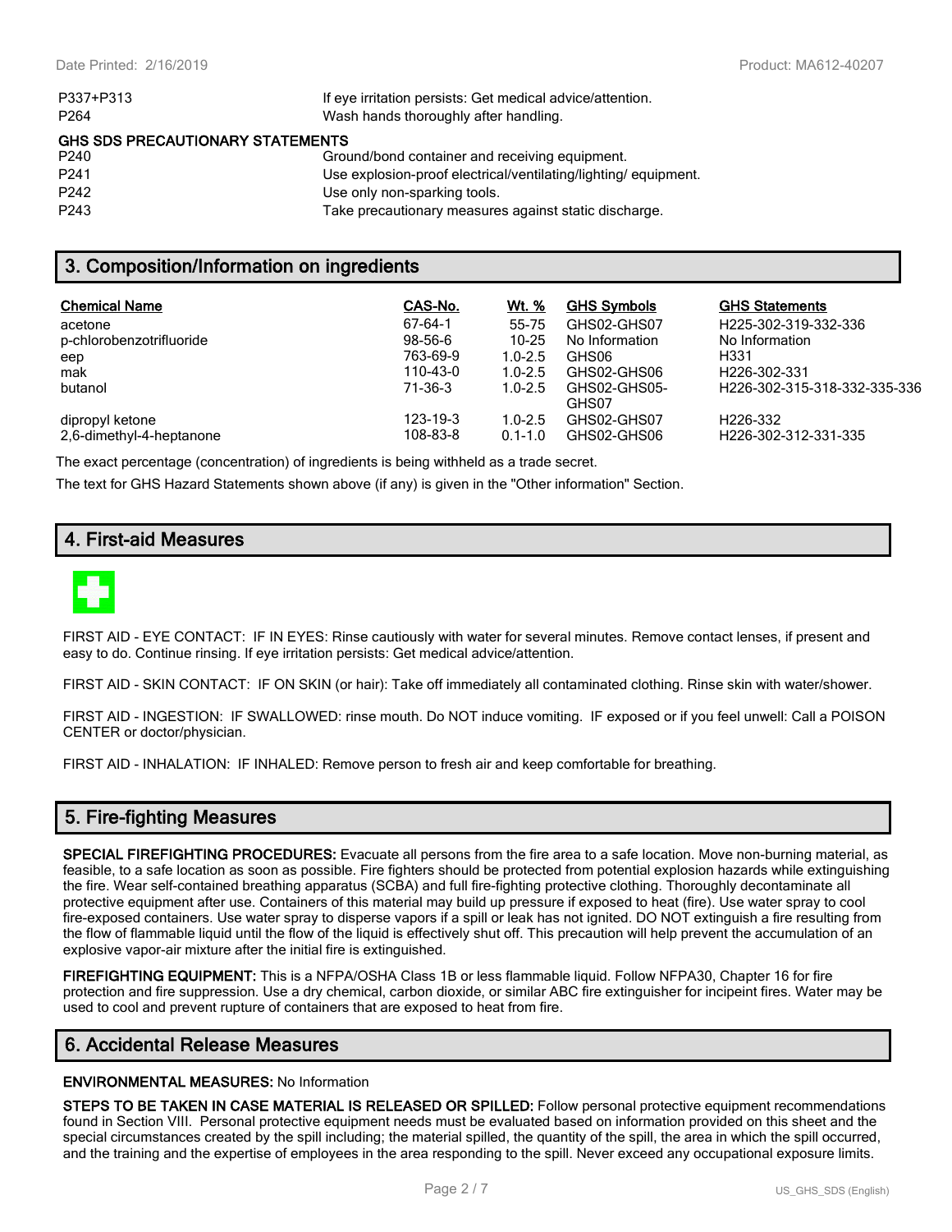| | |
|---|---|
| P337+P313 | If eye irritation persists: Get medical advice/attention. |
| P264 | Wash hands thoroughly after handling. |

**GHS SDS PRECAUTIONARY STATEMENTS**

| | |
|---|---|
| P240 | Ground/bond container and receiving equipment. |
| P241 | Use explosion-proof electrical/ventilating/lighting/ equipment. |
| P242 | Use only non-sparking tools. |
| P243 | Take precautionary measures against static discharge. |

## 3. Composition/Information on ingredients

| Chemical Name | CAS-No. | Wt. % | GHS Symbols | GHS Statements |
|---|---|---|---|---|
| acetone | 67-64-1 | 55-75 | GHS02-GHS07 | H225-302-319-332-336 |
| p-chlorobenzotrifluoride | 98-56-6 | 10-25 | No Information | No Information |
| eep | 763-69-9 | 1.0-2.5 | GHS06 | H331 |
| mak | 110-43-0 | 1.0-2.5 | GHS02-GHS06 | H226-302-331 |
| butanol | 71-36-3 | 1.0-2.5 | GHS02-GHS05-GHS07 | H226-302-315-318-332-335-336 |
| dipropyl ketone | 123-19-3 | 1.0-2.5 | GHS02-GHS07 | H226-332 |
| 2,6-dimethyl-4-heptanone | 108-83-8 | 0.1-1.0 | GHS02-GHS06 | H226-302-312-331-335 |

The exact percentage (concentration) of ingredients is being withheld as a trade secret.

The text for GHS Hazard Statements shown above (if any) is given in the "Other information" Section.

## 4. First-aid Measures

FIRST AID - EYE CONTACT: IF IN EYES: Rinse cautiously with water for several minutes. Remove contact lenses, if present and easy to do. Continue rinsing. If eye irritation persists: Get medical advice/attention.

FIRST AID - SKIN CONTACT: IF ON SKIN (or hair): Take off immediately all contaminated clothing. Rinse skin with water/shower.

FIRST AID - INGESTION: IF SWALLOWED: rinse mouth. Do NOT induce vomiting. IF exposed or if you feel unwell: Call a POISON CENTER or doctor/physician.

FIRST AID - INHALATION: IF INHALED: Remove person to fresh air and keep comfortable for breathing.

## 5. Fire-fighting Measures

**SPECIAL FIREFIGHTING PROCEDURES:** Evacuate all persons from the fire area to a safe location. Move non-burning material, as feasible, to a safe location as soon as possible. Fire fighters should be protected from potential explosion hazards while extinguishing the fire. Wear self-contained breathing apparatus (SCBA) and full fire-fighting protective clothing. Thoroughly decontaminate all protective equipment after use. Containers of this material may build up pressure if exposed to heat (fire). Use water spray to cool fire-exposed containers. Use water spray to disperse vapors if a spill or leak has not ignited. DO NOT extinguish a fire resulting from the flow of flammable liquid until the flow of the liquid is effectively shut off. This precaution will help prevent the accumulation of an explosive vapor-air mixture after the initial fire is extinguished.

**FIREFIGHTING EQUIPMENT:** This is a NFPA/OSHA Class 1B or less flammable liquid. Follow NFPA30, Chapter 16 for fire protection and fire suppression. Use a dry chemical, carbon dioxide, or similar ABC fire extinguisher for incipeint fires. Water may be used to cool and prevent rupture of containers that are exposed to heat from fire.

## 6. Accidental Release Measures

**ENVIRONMENTAL MEASURES:** No Information

**STEPS TO BE TAKEN IN CASE MATERIAL IS RELEASED OR SPILLED:** Follow personal protective equipment recommendations found in Section VIII. Personal protective equipment needs must be evaluated based on information provided on this sheet and the special circumstances created by the spill including; the material spilled, the quantity of the spill, the area in which the spill occurred, and the training and the expertise of employees in the area responding to the spill. Never exceed any occupational exposure limits.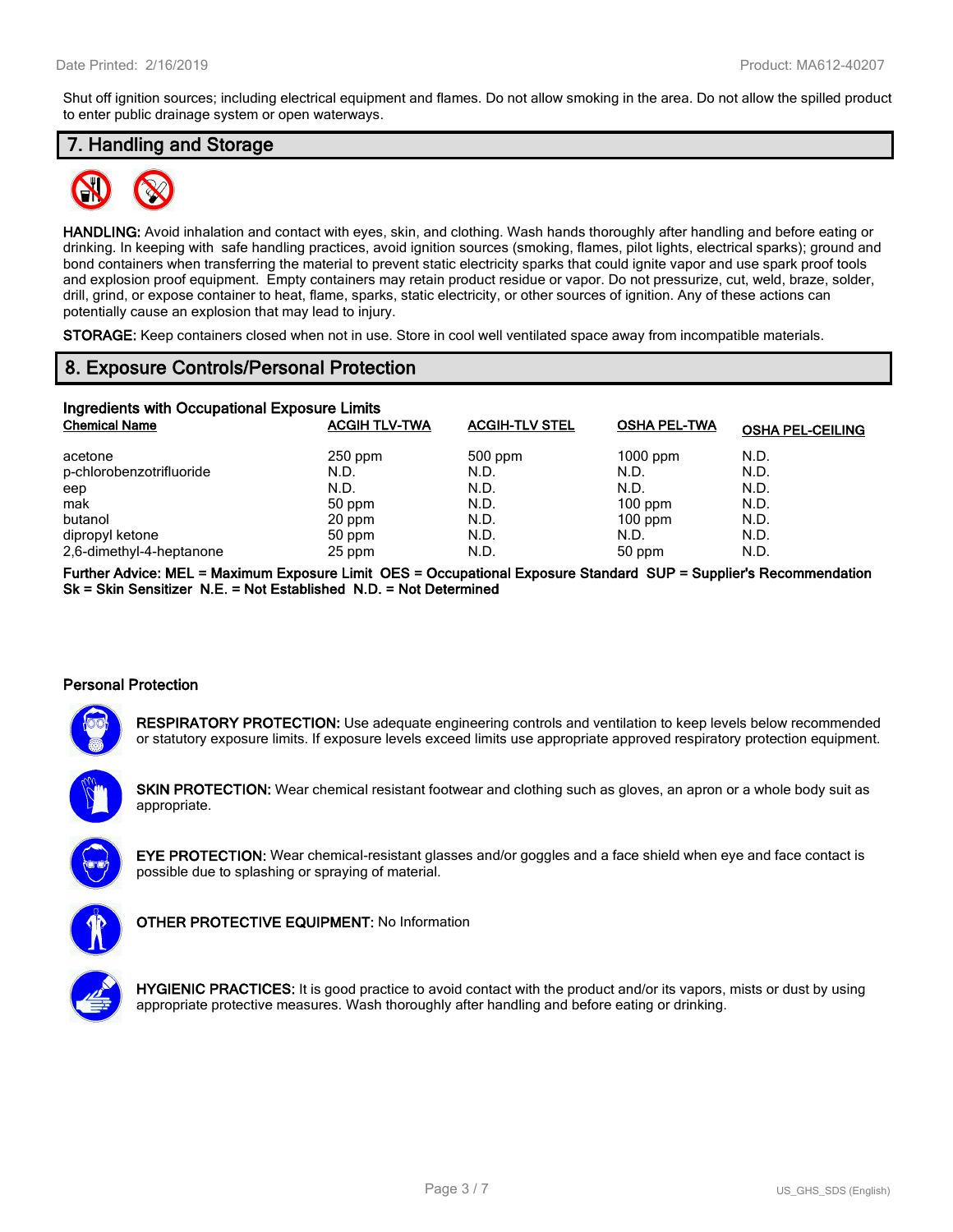Shut off ignition sources; including electrical equipment and flames. Do not allow smoking in the area. Do not allow the spilled product to enter public drainage system or open waterways.

## 7. Handling and Storage

**HANDLING:** Avoid inhalation and contact with eyes, skin, and clothing. Wash hands thoroughly after handling and before eating or drinking. In keeping with safe handling practices, avoid ignition sources (smoking, flames, pilot lights, electrical sparks); ground and bond containers when transferring the material to prevent static electricity sparks that could ignite vapor and use spark proof tools and explosion proof equipment. Empty containers may retain product residue or vapor. Do not pressurize, cut, weld, braze, solder, drill, grind, or expose container to heat, flame, sparks, static electricity, or other sources of ignition. Any of these actions can potentially cause an explosion that may lead to injury.

**STORAGE:** Keep containers closed when not in use. Store in cool well ventilated space away from incompatible materials.

## 8. Exposure Controls/Personal Protection

### Ingredients with Occupational Exposure Limits

| Chemical Name | ACGIH TLV-TWA | ACGIH-TLV STEL | OSHA PEL-TWA | OSHA PEL-CEILING |
|---|---|---|---|---|
| acetone | 250 ppm | 500 ppm | 1000 ppm | N.D. |
| p-chlorobenzotrifluoride | N.D. | N.D. | N.D. | N.D. |
| eep | N.D. | N.D. | N.D. | N.D. |
| mak | 50 ppm | N.D. | 100 ppm | N.D. |
| butanol | 20 ppm | N.D. | 100 ppm | N.D. |
| dipropyl ketone | 50 ppm | N.D. | N.D. | N.D. |
| 2,6-dimethyl-4-heptanone | 25 ppm | N.D. | 50 ppm | N.D. |

**Further Advice: MEL = Maximum Exposure Limit OES = Occupational Exposure Standard SUP = Supplier's Recommendation Sk = Skin Sensitizer N.E. = Not Established N.D. = Not Determined**

### Personal Protection

**RESPIRATORY PROTECTION:** Use adequate engineering controls and ventilation to keep levels below recommended or statutory exposure limits. If exposure levels exceed limits use appropriate approved respiratory protection equipment.

**SKIN PROTECTION:** Wear chemical resistant footwear and clothing such as gloves, an apron or a whole body suit as appropriate.

**EYE PROTECTION:** Wear chemical-resistant glasses and/or goggles and a face shield when eye and face contact is possible due to splashing or spraying of material.

**OTHER PROTECTIVE EQUIPMENT:** No Information

**HYGIENIC PRACTICES:** It is good practice to avoid contact with the product and/or its vapors, mists or dust by using appropriate protective measures. Wash thoroughly after handling and before eating or drinking.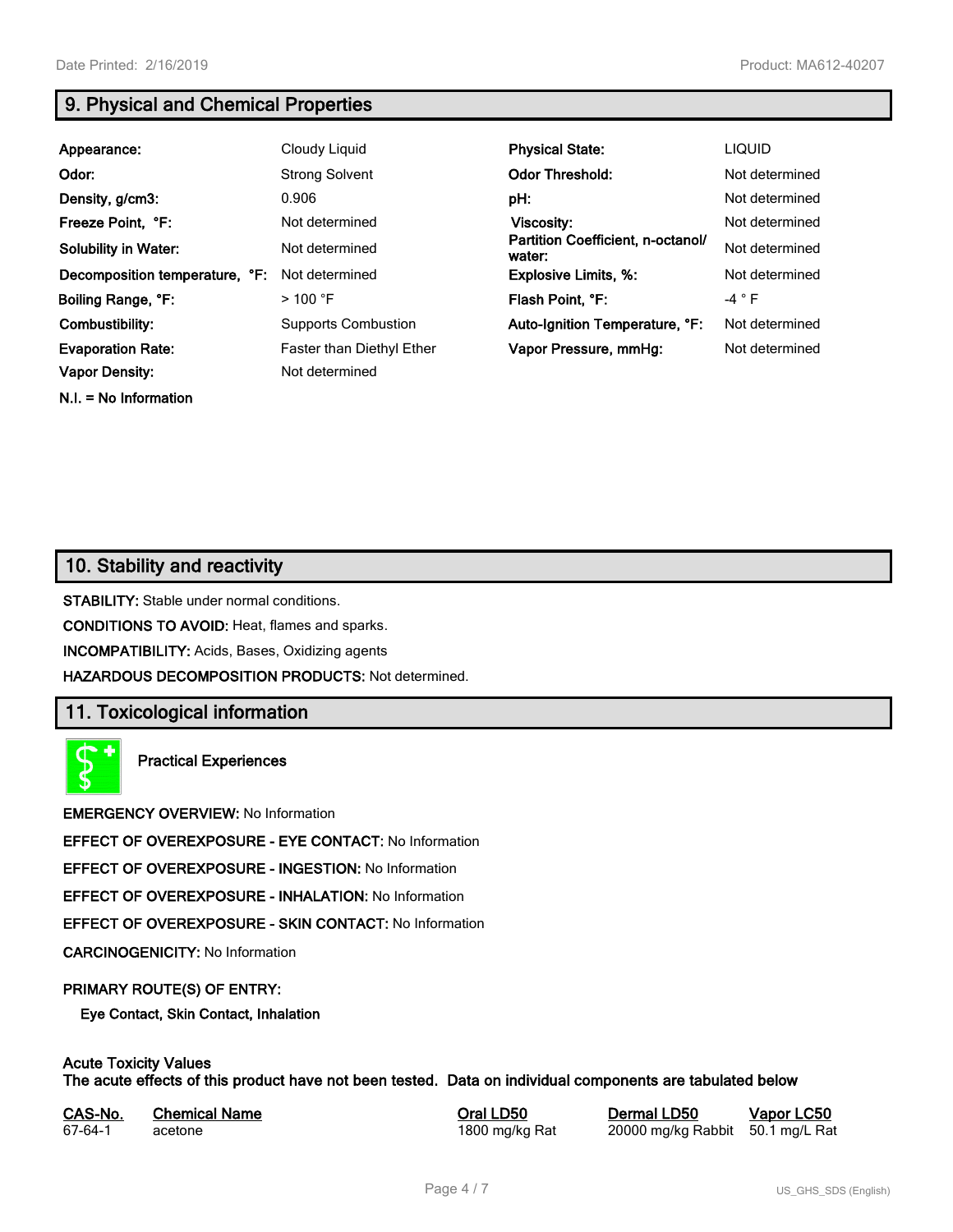## 9. Physical and Chemical Properties

| | | | |
|---|---|---|---|
| **Appearance:** | Cloudy Liquid | **Physical State:** | LIQUID |
| **Odor:** | Strong Solvent | **Odor Threshold:** | Not determined |
| **Density, g/cm3:** | 0.906 | **pH:** | Not determined |
| **Freeze Point, °F:** | Not determined | **Viscosity:** | Not determined |
| **Solubility in Water:** | Not determined | **Partition Coefficient, n-octanol/ water:** | Not determined |
| **Decomposition temperature, °F:** | Not determined | **Explosive Limits, %:** | Not determined |
| **Boiling Range, °F:** | > 100 °F | **Flash Point, °F:** | -4 ° F |
| **Combustibility:** | Supports Combustion | **Auto-Ignition Temperature, °F:** | Not determined |
| **Evaporation Rate:** | Faster than Diethyl Ether | **Vapor Pressure, mmHg:** | Not determined |
| **Vapor Density:** | Not determined | | |

**N.I. = No Information**

## 10. Stability and reactivity

**STABILITY:** Stable under normal conditions.

**CONDITIONS TO AVOID:** Heat, flames and sparks.

**INCOMPATIBILITY:** Acids, Bases, Oxidizing agents

**HAZARDOUS DECOMPOSITION PRODUCTS:** Not determined.

## 11. Toxicological information

**Practical Experiences**

**EMERGENCY OVERVIEW:** No Information

**EFFECT OF OVEREXPOSURE - EYE CONTACT:** No Information

**EFFECT OF OVEREXPOSURE - INGESTION:** No Information

**EFFECT OF OVEREXPOSURE - INHALATION:** No Information

**EFFECT OF OVEREXPOSURE - SKIN CONTACT:** No Information

**CARCINOGENICITY:** No Information

**PRIMARY ROUTE(S) OF ENTRY:**

**Eye Contact, Skin Contact, Inhalation**

**Acute Toxicity Values**
**The acute effects of this product have not been tested. Data on individual components are tabulated below**

| CAS-No. | Chemical Name | Oral LD50 | Dermal LD50 | Vapor LC50 |
|---|---|---|---|---|
| 67-64-1 | acetone | 1800 mg/kg Rat | 20000 mg/kg Rabbit | 50.1 mg/L Rat |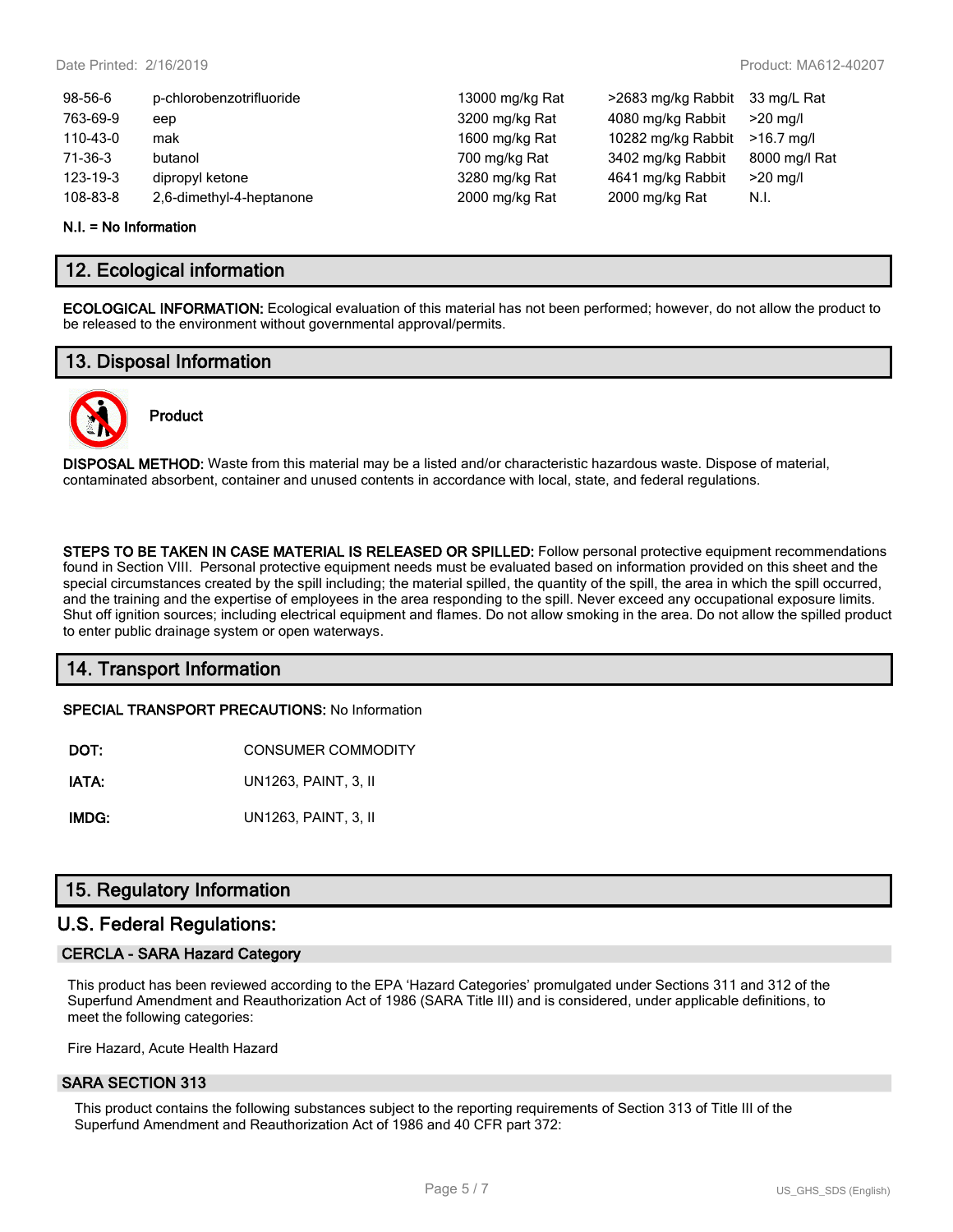| | | | | |
|---|---|---|---|---|
| 98-56-6 | p-chlorobenzotrifluoride | 13000 mg/kg Rat | >2683 mg/kg Rabbit | 33 mg/L Rat |
| 763-69-9 | eep | 3200 mg/kg Rat | 4080 mg/kg Rabbit | >20 mg/l |
| 110-43-0 | mak | 1600 mg/kg Rat | 10282 mg/kg Rabbit | >16.7 mg/l |
| 71-36-3 | butanol | 700 mg/kg Rat | 3402 mg/kg Rabbit | 8000 mg/l Rat |
| 123-19-3 | dipropyl ketone | 3280 mg/kg Rat | 4641 mg/kg Rabbit | >20 mg/l |
| 108-83-8 | 2,6-dimethyl-4-heptanone | 2000 mg/kg Rat | 2000 mg/kg Rat | N.I. |

**N.I. = No Information**

## 12. Ecological information

**ECOLOGICAL INFORMATION:** Ecological evaluation of this material has not been performed; however, do not allow the product to be released to the environment without governmental approval/permits.

## 13. Disposal Information

**Product**

**DISPOSAL METHOD:** Waste from this material may be a listed and/or characteristic hazardous waste. Dispose of material, contaminated absorbent, container and unused contents in accordance with local, state, and federal regulations.

**STEPS TO BE TAKEN IN CASE MATERIAL IS RELEASED OR SPILLED:** Follow personal protective equipment recommendations found in Section VIII. Personal protective equipment needs must be evaluated based on information provided on this sheet and the special circumstances created by the spill including; the material spilled, the quantity of the spill, the area in which the spill occurred, and the training and the expertise of employees in the area responding to the spill. Never exceed any occupational exposure limits. Shut off ignition sources; including electrical equipment and flames. Do not allow smoking in the area. Do not allow the spilled product to enter public drainage system or open waterways.

## 14. Transport Information

**SPECIAL TRANSPORT PRECAUTIONS:** No Information

| | |
|---|---|
| **DOT:** | CONSUMER COMMODITY |
| **IATA:** | UN1263, PAINT, 3, II |
| **IMDG:** | UN1263, PAINT, 3, II |

## 15. Regulatory Information

## U.S. Federal Regulations:

### CERCLA - SARA Hazard Category

This product has been reviewed according to the EPA 'Hazard Categories' promulgated under Sections 311 and 312 of the Superfund Amendment and Reauthorization Act of 1986 (SARA Title III) and is considered, under applicable definitions, to meet the following categories:

Fire Hazard, Acute Health Hazard

### SARA SECTION 313

This product contains the following substances subject to the reporting requirements of Section 313 of Title III of the Superfund Amendment and Reauthorization Act of 1986 and 40 CFR part 372: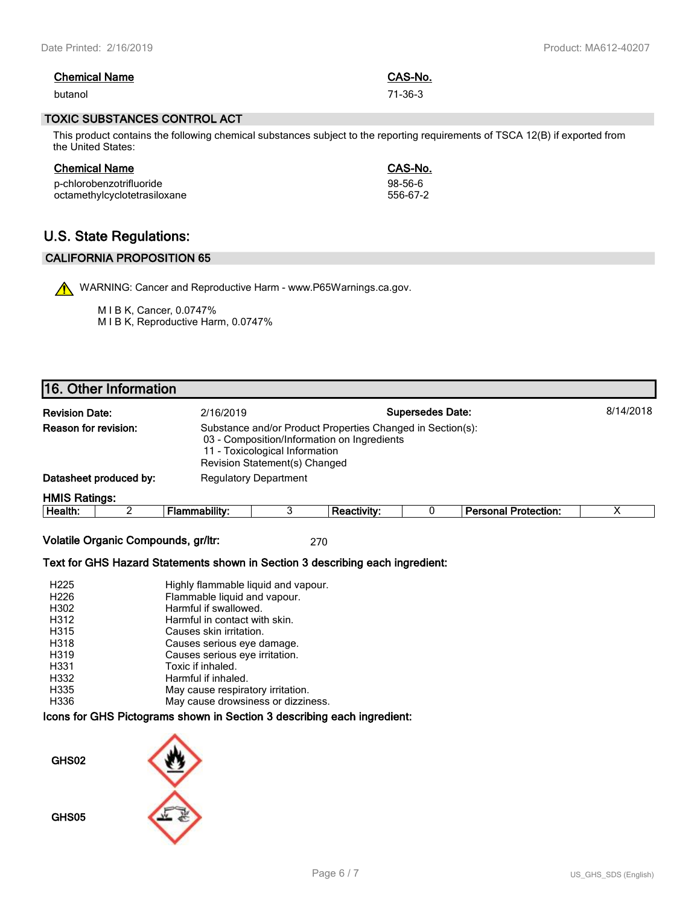| Chemical Name | CAS-No. |
|---|---|
| butanol | 71-36-3 |

### TOXIC SUBSTANCES CONTROL ACT

This product contains the following chemical substances subject to the reporting requirements of TSCA 12(B) if exported from the United States:

| Chemical Name | CAS-No. |
|---|---|
| p-chlorobenzotrifluoride | 98-56-6 |
| octamethylcyclotetrasiloxane | 556-67-2 |

## U.S. State Regulations:

### CALIFORNIA PROPOSITION 65

WARNING: Cancer and Reproductive Harm - www.P65Warnings.ca.gov.

M I B K, Cancer, 0.0747%
M I B K, Reproductive Harm, 0.0747%

## 16. Other Information

**Revision Date:** 2/16/2019 **Supersedes Date:** 8/14/2018

**Reason for revision:** Substance and/or Product Properties Changed in Section(s):
03 - Composition/Information on Ingredients
11 - Toxicological Information
Revision Statement(s) Changed

**Datasheet produced by:** Regulatory Department

**HMIS Ratings:**

| Health: | 2 | Flammability: | 3 | Reactivity: | 0 | Personal Protection: | X |
|---|---|---|---|---|---|---|---|

**Volatile Organic Compounds, gr/ltr:** 270

**Text for GHS Hazard Statements shown in Section 3 describing each ingredient:**

| | |
|---|---|
| H225 | Highly flammable liquid and vapour. |
| H226 | Flammable liquid and vapour. |
| H302 | Harmful if swallowed. |
| H312 | Harmful in contact with skin. |
| H315 | Causes skin irritation. |
| H318 | Causes serious eye damage. |
| H319 | Causes serious eye irritation. |
| H331 | Toxic if inhaled. |
| H332 | Harmful if inhaled. |
| H335 | May cause respiratory irritation. |
| H336 | May cause drowsiness or dizziness. |

**Icons for GHS Pictograms shown in Section 3 describing each ingredient:**

GHS02

GHS05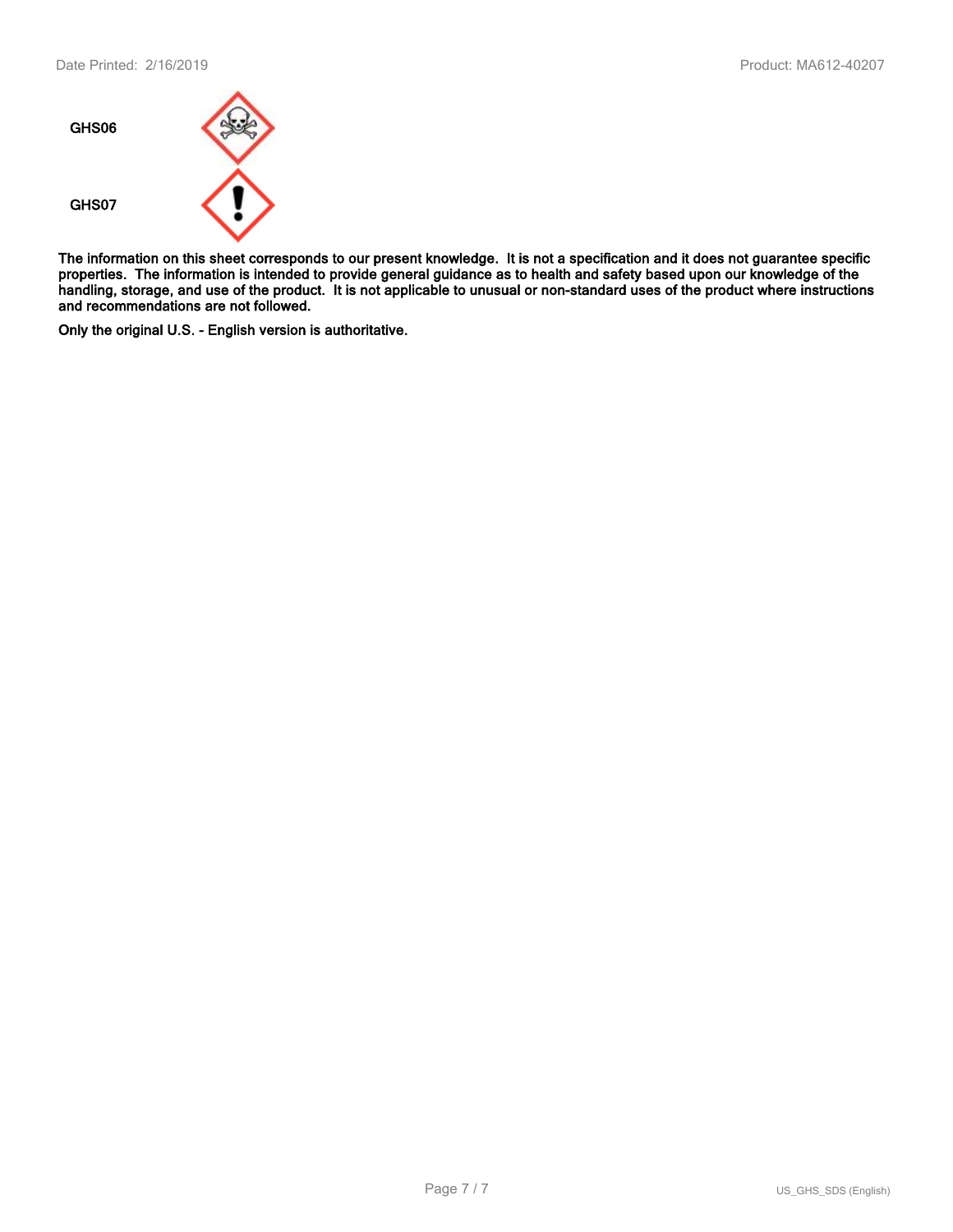GHS06

GHS07

**The information on this sheet corresponds to our present knowledge. It is not a specification and it does not guarantee specific properties. The information is intended to provide general guidance as to health and safety based upon our knowledge of the handling, storage, and use of the product. It is not applicable to unusual or non-standard uses of the product where instructions and recommendations are not followed.**

**Only the original U.S. - English version is authoritative.**